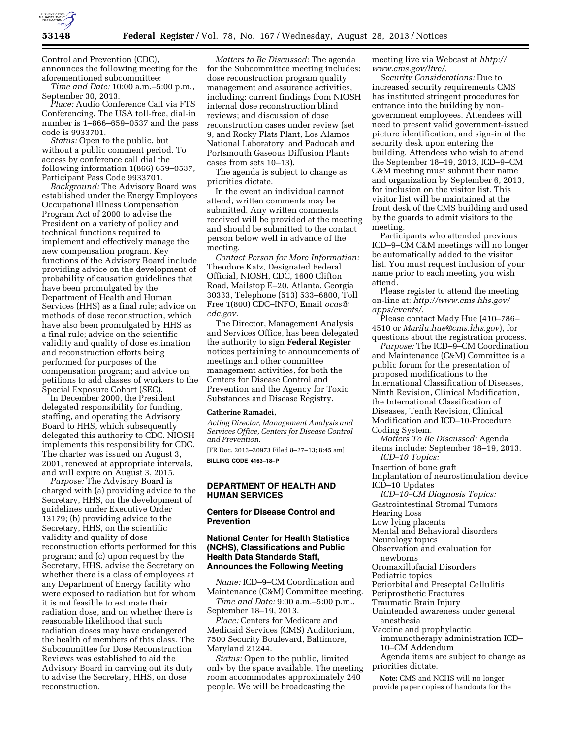Control and Prevention (CDC), announces the following meeting for the aforementioned subcommittee:

*Time and Date:* 10:00 a.m.–5:00 p.m., September 30, 2013.

*Place:* Audio Conference Call via FTS Conferencing. The USA toll-free, dial-in number is 1–866–659–0537 and the pass code is 9933701.

*Status:* Open to the public, but without a public comment period. To access by conference call dial the following information 1(866) 659–0537, Participant Pass Code 9933701.

*Background:* The Advisory Board was established under the Energy Employees Occupational Illness Compensation Program Act of 2000 to advise the President on a variety of policy and technical functions required to implement and effectively manage the new compensation program. Key functions of the Advisory Board include providing advice on the development of probability of causation guidelines that have been promulgated by the Department of Health and Human Services (HHS) as a final rule; advice on methods of dose reconstruction, which have also been promulgated by HHS as a final rule; advice on the scientific validity and quality of dose estimation and reconstruction efforts being performed for purposes of the compensation program; and advice on petitions to add classes of workers to the Special Exposure Cohort (SEC).

In December 2000, the President delegated responsibility for funding, staffing, and operating the Advisory Board to HHS, which subsequently delegated this authority to CDC. NIOSH implements this responsibility for CDC. The charter was issued on August 3, 2001, renewed at appropriate intervals, and will expire on August 3, 2015.

*Purpose:* The Advisory Board is charged with (a) providing advice to the Secretary, HHS, on the development of guidelines under Executive Order 13179; (b) providing advice to the Secretary, HHS, on the scientific validity and quality of dose reconstruction efforts performed for this program; and (c) upon request by the Secretary, HHS, advise the Secretary on whether there is a class of employees at any Department of Energy facility who were exposed to radiation but for whom it is not feasible to estimate their radiation dose, and on whether there is reasonable likelihood that such radiation doses may have endangered the health of members of this class. The Subcommittee for Dose Reconstruction Reviews was established to aid the Advisory Board in carrying out its duty to advise the Secretary, HHS, on dose reconstruction.

*Matters to Be Discussed:* The agenda for the Subcommittee meeting includes: dose reconstruction program quality management and assurance activities, including: current findings from NIOSH internal dose reconstruction blind reviews; and discussion of dose reconstruction cases under review (set 9, and Rocky Flats Plant, Los Alamos National Laboratory, and Paducah and Portsmouth Gaseous Diffusion Plants cases from sets 10–13).

The agenda is subject to change as priorities dictate.

In the event an individual cannot attend, written comments may be submitted. Any written comments received will be provided at the meeting and should be submitted to the contact person below well in advance of the meeting.

*Contact Person for More Information:* Theodore Katz, Designated Federal Official, NIOSH, CDC, 1600 Clifton Road, Mailstop E–20, Atlanta, Georgia 30333, Telephone (513) 533–6800, Toll Free 1(800) CDC–INFO, Email *ocas@cdc.gov.*

The Director, Management Analysis and Services Office, has been delegated the authority to sign **Federal Register** notices pertaining to announcements of meetings and other committee management activities, for both the Centers for Disease Control and Prevention and the Agency for Toxic Substances and Disease Registry.

**Catherine Ramadei,**

*Acting Director, Management Analysis and Services Office, Centers for Disease Control and Prevention.*

[FR Doc. 2013–20973 Filed 8–27–13; 8:45 am]

**BILLING CODE 4163–18–P**

## DEPARTMENT OF HEALTH AND HUMAN SERVICES

### Centers for Disease Control and Prevention

### National Center for Health Statistics (NCHS), Classifications and Public Health Data Standards Staff, Announces the Following Meeting

*Name:* ICD–9–CM Coordination and Maintenance (C&M) Committee meeting.

*Time and Date:* 9:00 a.m.–5:00 p.m., September 18–19, 2013.

*Place:* Centers for Medicare and Medicaid Services (CMS) Auditorium, 7500 Security Boulevard, Baltimore, Maryland 21244.

*Status:* Open to the public, limited only by the space available. The meeting room accommodates approximately 240 people. We will be broadcasting the meeting live via Webcast at *hhtp://www.cms.gov/live/.*

*Security Considerations:* Due to increased security requirements CMS has instituted stringent procedures for entrance into the building by non-government employees. Attendees will need to present valid government-issued picture identification, and sign-in at the security desk upon entering the building. Attendees who wish to attend the September 18–19, 2013, ICD–9–CM C&M meeting must submit their name and organization by September 6, 2013, for inclusion on the visitor list. This visitor list will be maintained at the front desk of the CMS building and used by the guards to admit visitors to the meeting.

Participants who attended previous ICD–9–CM C&M meetings will no longer be automatically added to the visitor list. You must request inclusion of your name prior to each meeting you wish attend.

Please register to attend the meeting on-line at: *http://www.cms.hhs.gov/apps/events/.*

Please contact Mady Hue (410–786–4510 or *Marilu.hue@cms.hhs.gov*), for questions about the registration process.

*Purpose:* The ICD–9–CM Coordination and Maintenance (C&M) Committee is a public forum for the presentation of proposed modifications to the International Classification of Diseases, Ninth Revision, Clinical Modification, the International Classification of Diseases, Tenth Revision, Clinical Modification and ICD–10-Procedure Coding System.

*Matters To Be Discussed:* Agenda items include: September 18–19, 2013.

*ICD–10 Topics:*

Insertion of bone graft
Implantation of neurostimulation device
ICD–10 Updates

*ICD–10–CM Diagnosis Topics:*

Gastrointestinal Stromal Tumors
Hearing Loss
Low lying placenta
Mental and Behavioral disorders
Neurology topics
Observation and evaluation for newborns
Oromaxillofacial Disorders
Pediatric topics
Periorbital and Preseptal Cellulitis
Periprosthetic Fractures
Traumatic Brain Injury
Unintended awareness under general anesthesia
Vaccine and prophylactic immunotherapy administration ICD–10–CM Addendum

Agenda items are subject to change as priorities dictate.

**Note:** CMS and NCHS will no longer provide paper copies of handouts for the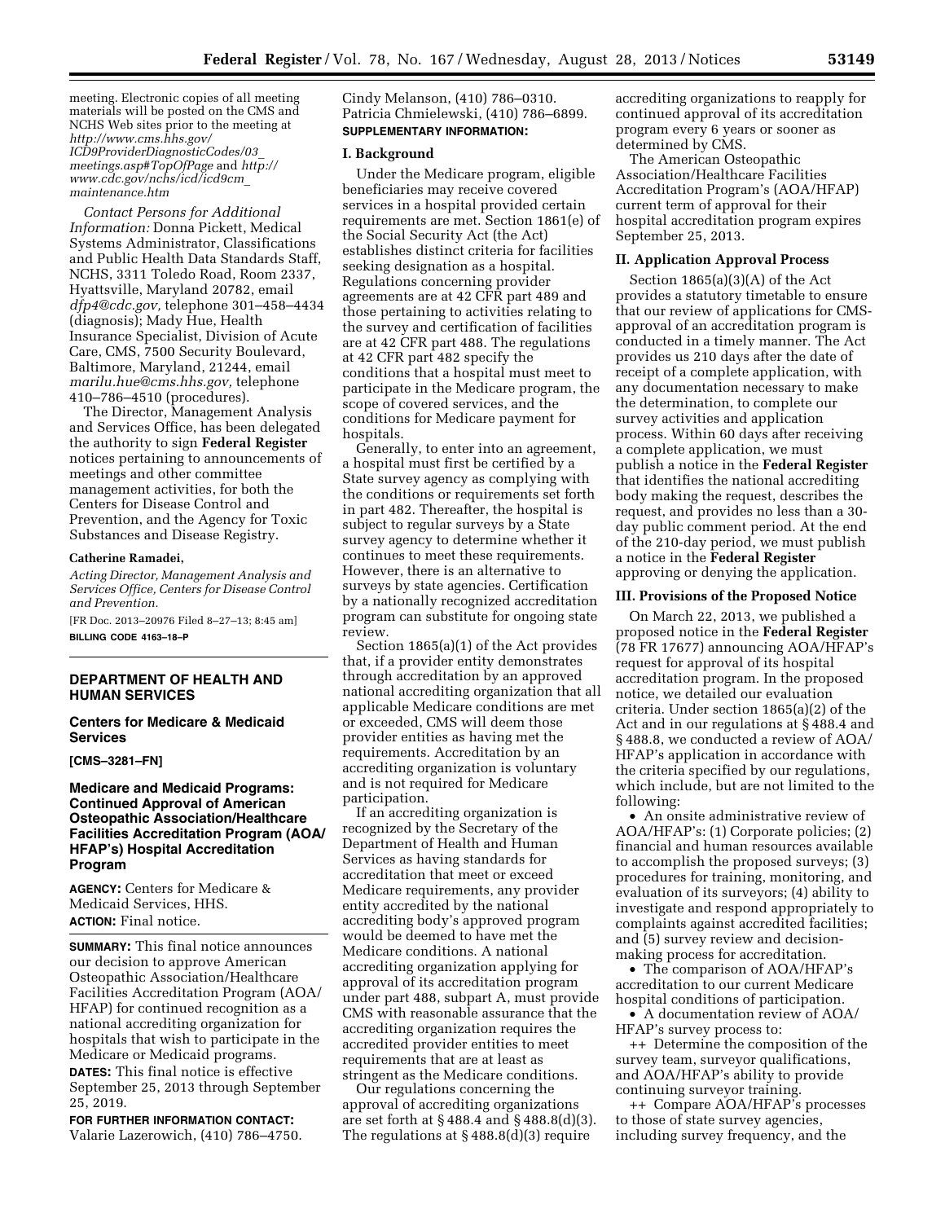meeting. Electronic copies of all meeting materials will be posted on the CMS and NCHS Web sites prior to the meeting at *http://www.cms.hhs.gov/ICD9ProviderDiagnosticCodes/03_meetings.asp#TopOfPage* and *http://www.cdc.gov/nchs/icd/icd9cm_maintenance.htm*

*Contact Persons for Additional Information:* Donna Pickett, Medical Systems Administrator, Classifications and Public Health Data Standards Staff, NCHS, 3311 Toledo Road, Room 2337, Hyattsville, Maryland 20782, email *dfp4@cdc.gov,* telephone 301–458–4434 (diagnosis); Mady Hue, Health Insurance Specialist, Division of Acute Care, CMS, 7500 Security Boulevard, Baltimore, Maryland, 21244, email *marilu.hue@cms.hhs.gov,* telephone 410–786–4510 (procedures).

The Director, Management Analysis and Services Office, has been delegated the authority to sign **Federal Register** notices pertaining to announcements of meetings and other committee management activities, for both the Centers for Disease Control and Prevention, and the Agency for Toxic Substances and Disease Registry.

**Catherine Ramadei,**

*Acting Director, Management Analysis and Services Office, Centers for Disease Control and Prevention.*

[FR Doc. 2013–20976 Filed 8–27–13; 8:45 am]

**BILLING CODE 4163–18–P**

## DEPARTMENT OF HEALTH AND HUMAN SERVICES

### Centers for Medicare & Medicaid Services

**[CMS–3281–FN]**

### Medicare and Medicaid Programs: Continued Approval of American Osteopathic Association/Healthcare Facilities Accreditation Program (AOA/HFAP's) Hospital Accreditation Program

**AGENCY:** Centers for Medicare & Medicaid Services, HHS.

**ACTION:** Final notice.

**SUMMARY:** This final notice announces our decision to approve American Osteopathic Association/Healthcare Facilities Accreditation Program (AOA/HFAP) for continued recognition as a national accrediting organization for hospitals that wish to participate in the Medicare or Medicaid programs.

**DATES:** This final notice is effective September 25, 2013 through September 25, 2019.

**FOR FURTHER INFORMATION CONTACT:**
Valarie Lazerowich, (410) 786–4750.
Cindy Melanson, (410) 786–0310.
Patricia Chmielewski, (410) 786–6899.

**SUPPLEMENTARY INFORMATION:**

#### I. Background

Under the Medicare program, eligible beneficiaries may receive covered services in a hospital provided certain requirements are met. Section 1861(e) of the Social Security Act (the Act) establishes distinct criteria for facilities seeking designation as a hospital. Regulations concerning provider agreements are at 42 CFR part 489 and those pertaining to activities relating to the survey and certification of facilities are at 42 CFR part 488. The regulations at 42 CFR part 482 specify the conditions that a hospital must meet to participate in the Medicare program, the scope of covered services, and the conditions for Medicare payment for hospitals.

Generally, to enter into an agreement, a hospital must first be certified by a State survey agency as complying with the conditions or requirements set forth in part 482. Thereafter, the hospital is subject to regular surveys by a State survey agency to determine whether it continues to meet these requirements. However, there is an alternative to surveys by state agencies. Certification by a nationally recognized accreditation program can substitute for ongoing state review.

Section 1865(a)(1) of the Act provides that, if a provider entity demonstrates through accreditation by an approved national accrediting organization that all applicable Medicare conditions are met or exceeded, CMS will deem those provider entities as having met the requirements. Accreditation by an accrediting organization is voluntary and is not required for Medicare participation.

If an accrediting organization is recognized by the Secretary of the Department of Health and Human Services as having standards for accreditation that meet or exceed Medicare requirements, any provider entity accredited by the national accrediting body's approved program would be deemed to have met the Medicare conditions. A national accrediting organization applying for approval of its accreditation program under part 488, subpart A, must provide CMS with reasonable assurance that the accrediting organization requires the accredited provider entities to meet requirements that are at least as stringent as the Medicare conditions.

Our regulations concerning the approval of accrediting organizations are set forth at § 488.4 and § 488.8(d)(3). The regulations at § 488.8(d)(3) require accrediting organizations to reapply for continued approval of its accreditation program every 6 years or sooner as determined by CMS.

The American Osteopathic Association/Healthcare Facilities Accreditation Program's (AOA/HFAP) current term of approval for their hospital accreditation program expires September 25, 2013.

#### II. Application Approval Process

Section 1865(a)(3)(A) of the Act provides a statutory timetable to ensure that our review of applications for CMS-approval of an accreditation program is conducted in a timely manner. The Act provides us 210 days after the date of receipt of a complete application, with any documentation necessary to make the determination, to complete our survey activities and application process. Within 60 days after receiving a complete application, we must publish a notice in the **Federal Register** that identifies the national accrediting body making the request, describes the request, and provides no less than a 30-day public comment period. At the end of the 210-day period, we must publish a notice in the **Federal Register** approving or denying the application.

#### III. Provisions of the Proposed Notice

On March 22, 2013, we published a proposed notice in the **Federal Register** (78 FR 17677) announcing AOA/HFAP's request for approval of its hospital accreditation program. In the proposed notice, we detailed our evaluation criteria. Under section 1865(a)(2) of the Act and in our regulations at § 488.4 and § 488.8, we conducted a review of AOA/HFAP's application in accordance with the criteria specified by our regulations, which include, but are not limited to the following:

- An onsite administrative review of AOA/HFAP's: (1) Corporate policies; (2) financial and human resources available to accomplish the proposed surveys; (3) procedures for training, monitoring, and evaluation of its surveyors; (4) ability to investigate and respond appropriately to complaints against accredited facilities; and (5) survey review and decision-making process for accreditation.
- The comparison of AOA/HFAP's accreditation to our current Medicare hospital conditions of participation.
- A documentation review of AOA/HFAP's survey process to:
  - ++ Determine the composition of the survey team, surveyor qualifications, and AOA/HFAP's ability to provide continuing surveyor training.
  - ++ Compare AOA/HFAP's processes to those of state survey agencies, including survey frequency, and the